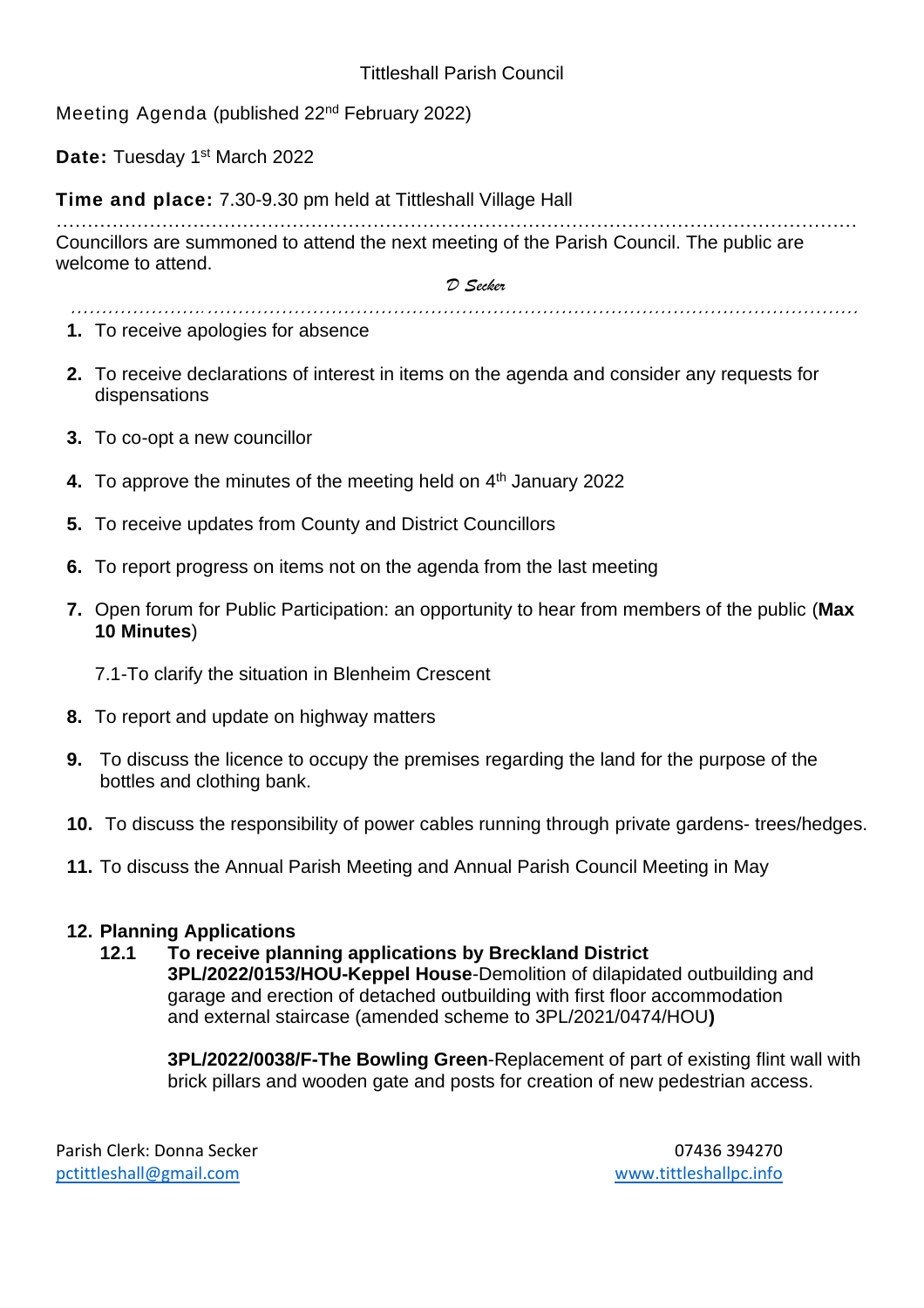Tittleshall Parish Council

Meeting Agenda (published 22nd February 2022)

**Date:** Tuesday 1st March 2022

**Time and place:** 7.30-9.30 pm held at Tittleshall Village Hall

Councillors are summoned to attend the next meeting of the Parish Council. The public are welcome to attend.

*D Secker*

1. To receive apologies for absence

2. To receive declarations of interest in items on the agenda and consider any requests for dispensations

3. To co-opt a new councillor

4. To approve the minutes of the meeting held on 4th January 2022

5. To receive updates from County and District Councillors

6. To report progress on items not on the agenda from the last meeting

7. Open forum for Public Participation: an opportunity to hear from members of the public (**Max 10 Minutes**)

   7.1-To clarify the situation in Blenheim Crescent

8. To report and update on highway matters

9. To discuss the licence to occupy the premises regarding the land for the purpose of the bottles and clothing bank.

10. To discuss the responsibility of power cables running through private gardens- trees/hedges.

11. To discuss the Annual Parish Meeting and Annual Parish Council Meeting in May

12. **Planning Applications**

    **12.1 To receive planning applications by Breckland District**

    **3PL/2022/0153/HOU-Keppel House**-Demolition of dilapidated outbuilding and garage and erection of detached outbuilding with first floor accommodation and external staircase (amended scheme to 3PL/2021/0474/HOU**)**

    **3PL/2022/0038/F-The Bowling Green**-Replacement of part of existing flint wall with brick pillars and wooden gate and posts for creation of new pedestrian access.

Parish Clerk: Donna Secker 07436 394270

pctittleshall@gmail.com www.tittleshallpc.info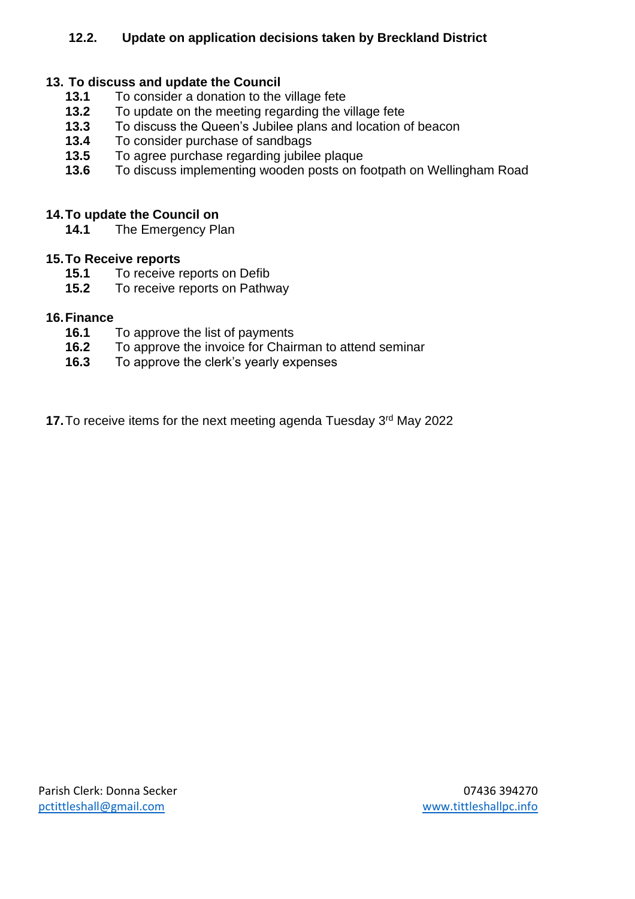**12.2. Update on application decisions taken by Breckland District**

**13. To discuss and update the Council**

- **13.1** To consider a donation to the village fete
- **13.2** To update on the meeting regarding the village fete
- **13.3** To discuss the Queen's Jubilee plans and location of beacon
- **13.4** To consider purchase of sandbags
- **13.5** To agree purchase regarding jubilee plaque
- **13.6** To discuss implementing wooden posts on footpath on Wellingham Road

**14. To update the Council on**

- **14.1** The Emergency Plan

**15. To Receive reports**

- **15.1** To receive reports on Defib
- **15.2** To receive reports on Pathway

**16. Finance**

- **16.1** To approve the list of payments
- **16.2** To approve the invoice for Chairman to attend seminar
- **16.3** To approve the clerk's yearly expenses

**17.** To receive items for the next meeting agenda Tuesday 3rd May 2022

Parish Clerk: Donna Secker
pctittleshall@gmail.com

07436 394270
www.tittleshallpc.info